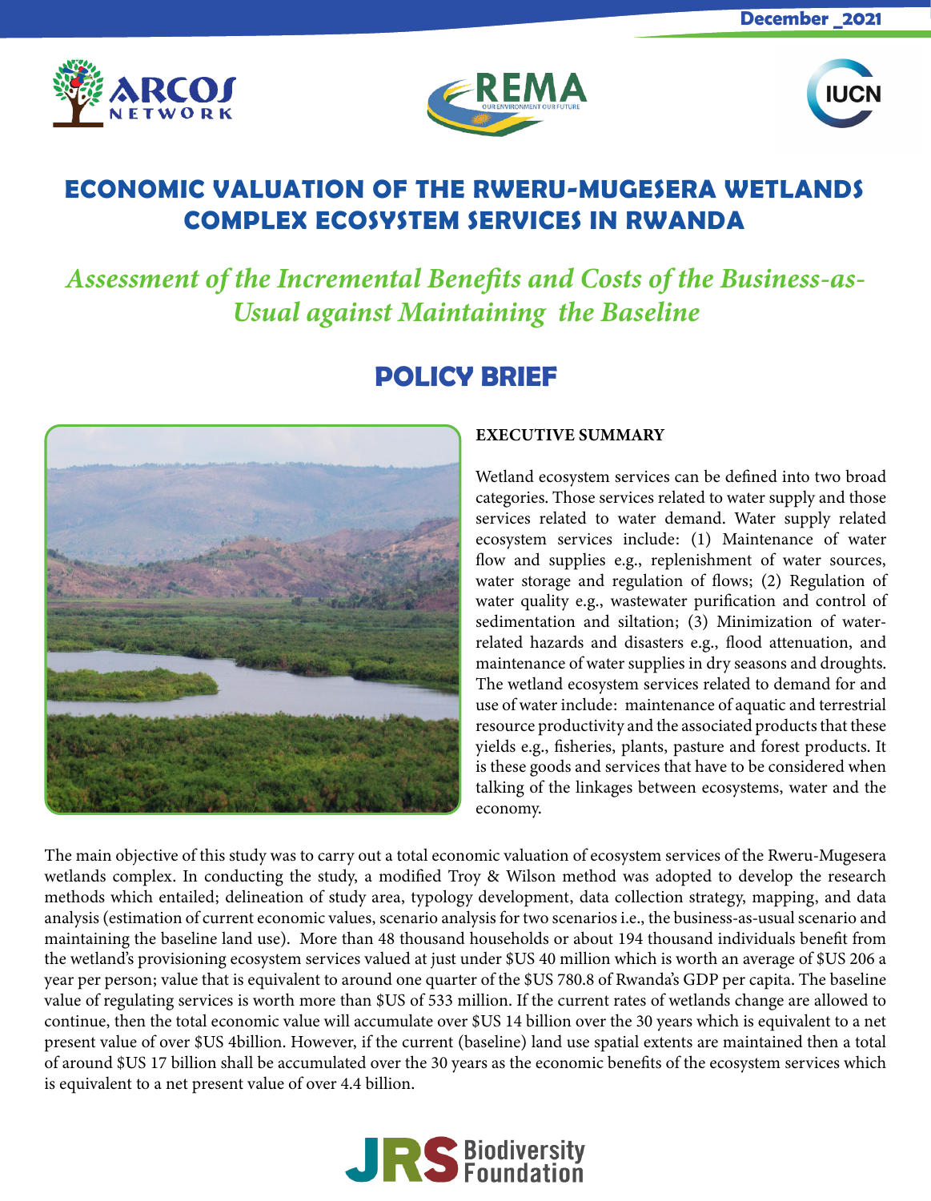December _2021

# ECONOMIC VALUATION OF THE RWERU-MUGESERA WETLANDS COMPLEX ECOSYSTEM SERVICES IN RWANDA

## *Assessment of the Incremental Benefits and Costs of the Business-as-Usual against Maintaining the Baseline*

## POLICY BRIEF

**EXECUTIVE SUMMARY**

Wetland ecosystem services can be defined into two broad categories. Those services related to water supply and those services related to water demand. Water supply related ecosystem services include: (1) Maintenance of water flow and supplies e.g., replenishment of water sources, water storage and regulation of flows; (2) Regulation of water quality e.g., wastewater purification and control of sedimentation and siltation; (3) Minimization of water-related hazards and disasters e.g., flood attenuation, and maintenance of water supplies in dry seasons and droughts. The wetland ecosystem services related to demand for and use of water include: maintenance of aquatic and terrestrial resource productivity and the associated products that these yields e.g., fisheries, plants, pasture and forest products. It is these goods and services that have to be considered when talking of the linkages between ecosystems, water and the economy.

The main objective of this study was to carry out a total economic valuation of ecosystem services of the Rweru-Mugesera wetlands complex. In conducting the study, a modified Troy & Wilson method was adopted to develop the research methods which entailed; delineation of study area, typology development, data collection strategy, mapping, and data analysis (estimation of current economic values, scenario analysis for two scenarios i.e., the business-as-usual scenario and maintaining the baseline land use). More than 48 thousand households or about 194 thousand individuals benefit from the wetland's provisioning ecosystem services valued at just under $US 40 million which is worth an average of $US 206 a year per person; value that is equivalent to around one quarter of the $US 780.8 of Rwanda's GDP per capita. The baseline value of regulating services is worth more than $US of 533 million. If the current rates of wetlands change are allowed to continue, then the total economic value will accumulate over $US 14 billion over the 30 years which is equivalent to a net present value of over $US 4billion. However, if the current (baseline) land use spatial extents are maintained then a total of around $US 17 billion shall be accumulated over the 30 years as the economic benefits of the ecosystem services which is equivalent to a net present value of over 4.4 billion.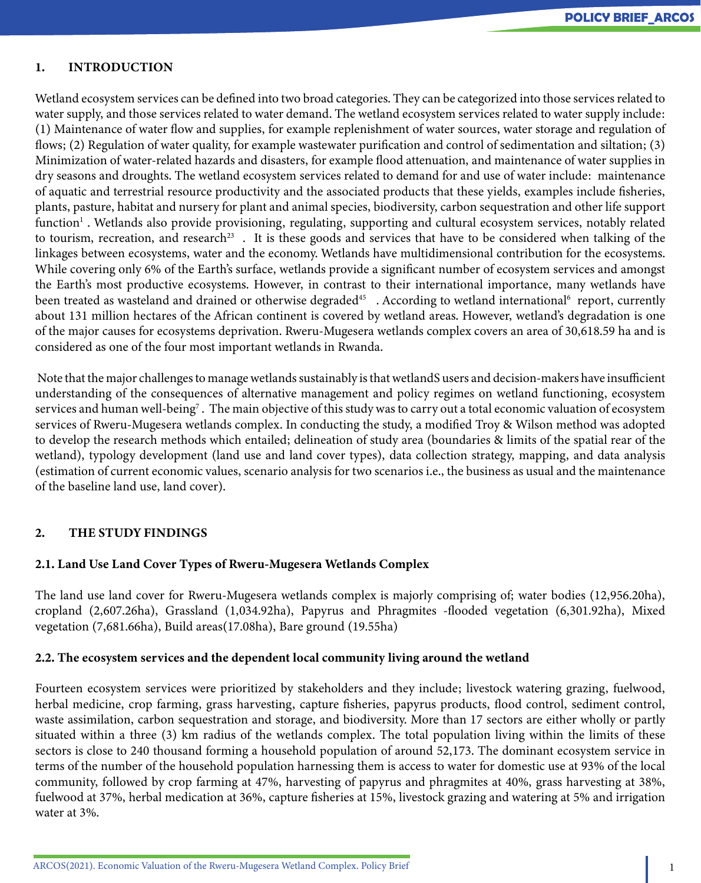## 1. INTRODUCTION

Wetland ecosystem services can be defined into two broad categories. They can be categorized into those services related to water supply, and those services related to water demand. The wetland ecosystem services related to water supply include: (1) Maintenance of water flow and supplies, for example replenishment of water sources, water storage and regulation of flows; (2) Regulation of water quality, for example wastewater purification and control of sedimentation and siltation; (3) Minimization of water-related hazards and disasters, for example flood attenuation, and maintenance of water supplies in dry seasons and droughts. The wetland ecosystem services related to demand for and use of water include: maintenance of aquatic and terrestrial resource productivity and the associated products that these yields, examples include fisheries, plants, pasture, habitat and nursery for plant and animal species, biodiversity, carbon sequestration and other life support function[1] . Wetlands also provide provisioning, regulating, supporting and cultural ecosystem services, notably related to tourism, recreation, and research[23] . It is these goods and services that have to be considered when talking of the linkages between ecosystems, water and the economy. Wetlands have multidimensional contribution for the ecosystems. While covering only 6% of the Earth's surface, wetlands provide a significant number of ecosystem services and amongst the Earth's most productive ecosystems. However, in contrast to their international importance, many wetlands have been treated as wasteland and drained or otherwise degraded[45] . According to wetland international[6] report, currently about 131 million hectares of the African continent is covered by wetland areas. However, wetland's degradation is one of the major causes for ecosystems deprivation. Rweru-Mugesera wetlands complex covers an area of 30,618.59 ha and is considered as one of the four most important wetlands in Rwanda.

Note that the major challenges to manage wetlands sustainably is that wetlandS users and decision-makers have insufficient understanding of the consequences of alternative management and policy regimes on wetland functioning, ecosystem services and human well-being[7] . The main objective of this study was to carry out a total economic valuation of ecosystem services of Rweru-Mugesera wetlands complex. In conducting the study, a modified Troy & Wilson method was adopted to develop the research methods which entailed; delineation of study area (boundaries & limits of the spatial rear of the wetland), typology development (land use and land cover types), data collection strategy, mapping, and data analysis (estimation of current economic values, scenario analysis for two scenarios i.e., the business as usual and the maintenance of the baseline land use, land cover).

## 2. THE STUDY FINDINGS

### 2.1. Land Use Land Cover Types of Rweru-Mugesera Wetlands Complex

The land use land cover for Rweru-Mugesera wetlands complex is majorly comprising of; water bodies (12,956.20ha), cropland (2,607.26ha), Grassland (1,034.92ha), Papyrus and Phragmites -flooded vegetation (6,301.92ha), Mixed vegetation (7,681.66ha), Build areas(17.08ha), Bare ground (19.55ha)

### 2.2. The ecosystem services and the dependent local community living around the wetland

Fourteen ecosystem services were prioritized by stakeholders and they include; livestock watering grazing, fuelwood, herbal medicine, crop farming, grass harvesting, capture fisheries, papyrus products, flood control, sediment control, waste assimilation, carbon sequestration and storage, and biodiversity. More than 17 sectors are either wholly or partly situated within a three (3) km radius of the wetlands complex. The total population living within the limits of these sectors is close to 240 thousand forming a household population of around 52,173. The dominant ecosystem service in terms of the number of the household population harnessing them is access to water for domestic use at 93% of the local community, followed by crop farming at 47%, harvesting of papyrus and phragmites at 40%, grass harvesting at 38%, fuelwood at 37%, herbal medication at 36%, capture fisheries at 15%, livestock grazing and watering at 5% and irrigation water at 3%.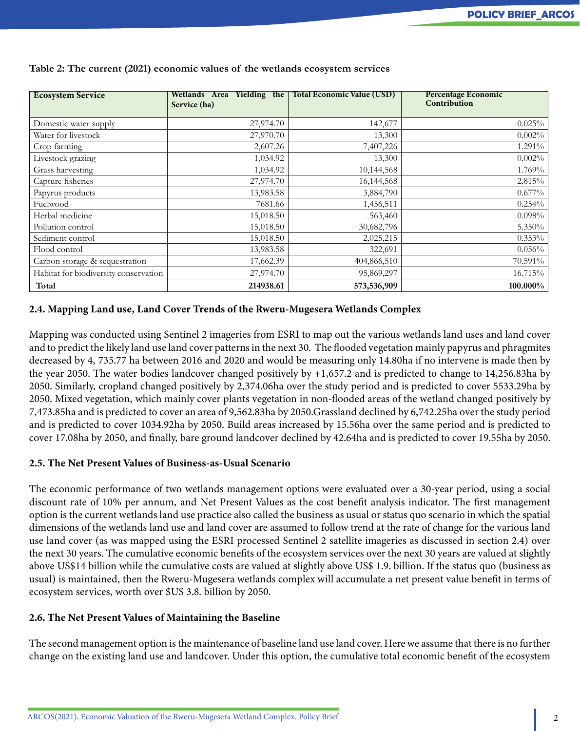**Table 2: The current (2021) economic values of the wetlands ecosystem services**

| Ecosystem Service | Wetlands Area Yielding the Service (ha) | Total Economic Value (USD) | Percentage Economic Contribution |
|---|---|---|---|
| Domestic water supply | 27,974.70 | 142,677 | 0.025% |
| Water for livestock | 27,970.70 | 13,300 | 0.002% |
| Crop farming | 2,607.26 | 7,407,226 | 1.291% |
| Livestock grazing | 1,034.92 | 13,300 | 0.002% |
| Grass harvesting | 1,034.92 | 10,144,568 | 1.769% |
| Capture fisheries | 27,974.70 | 16,144,568 | 2.815% |
| Papyrus products | 13,983.58 | 3,884,790 | 0.677% |
| Fuelwood | 7681.66 | 1,456,511 | 0.254% |
| Herbal medicine | 15,018.50 | 563,460 | 0.098% |
| Pollution control | 15,018.50 | 30,682,796 | 5.350% |
| Sediment control | 15,018.50 | 2,025,215 | 0.353% |
| Flood control | 13,983.58 | 322,691 | 0.056% |
| Carbon storage & sequestration | 17,662.39 | 404,866,510 | 70.591% |
| Habitat for biodiversity conservation | 27,974.70 | 95,869,297 | 16.715% |
| **Total** | **214938.61** | **573,536,909** | **100.000%** |

### 2.4. Mapping Land use, Land Cover Trends of the Rweru-Mugesera Wetlands Complex

Mapping was conducted using Sentinel 2 imageries from ESRI to map out the various wetlands land uses and land cover and to predict the likely land use land cover patterns in the next 30. The flooded vegetation mainly papyrus and phragmites decreased by 4, 735.77 ha between 2016 and 2020 and would be measuring only 14.80ha if no intervene is made then by the year 2050. The water bodies landcover changed positively by +1,657.2 and is predicted to change to 14,256.83ha by 2050. Similarly, cropland changed positively by 2,374.06ha over the study period and is predicted to cover 5533.29ha by 2050. Mixed vegetation, which mainly cover plants vegetation in non-flooded areas of the wetland changed positively by 7,473.85ha and is predicted to cover an area of 9,562.83ha by 2050.Grassland declined by 6,742.25ha over the study period and is predicted to cover 1034.92ha by 2050. Build areas increased by 15.56ha over the same period and is predicted to cover 17.08ha by 2050, and finally, bare ground landcover declined by 42.64ha and is predicted to cover 19.55ha by 2050.

### 2.5. The Net Present Values of Business-as-Usual Scenario

The economic performance of two wetlands management options were evaluated over a 30-year period, using a social discount rate of 10% per annum, and Net Present Values as the cost benefit analysis indicator. The first management option is the current wetlands land use practice also called the business as usual or status quo scenario in which the spatial dimensions of the wetlands land use and land cover are assumed to follow trend at the rate of change for the various land use land cover (as was mapped using the ESRI processed Sentinel 2 satellite imageries as discussed in section 2.4) over the next 30 years. The cumulative economic benefits of the ecosystem services over the next 30 years are valued at slightly above US$14 billion while the cumulative costs are valued at slightly above US$ 1.9. billion. If the status quo (business as usual) is maintained, then the Rweru-Mugesera wetlands complex will accumulate a net present value benefit in terms of ecosystem services, worth over $US 3.8. billion by 2050.

### 2.6. The Net Present Values of Maintaining the Baseline

The second management option is the maintenance of baseline land use land cover. Here we assume that there is no further change on the existing land use and landcover. Under this option, the cumulative total economic benefit of the ecosystem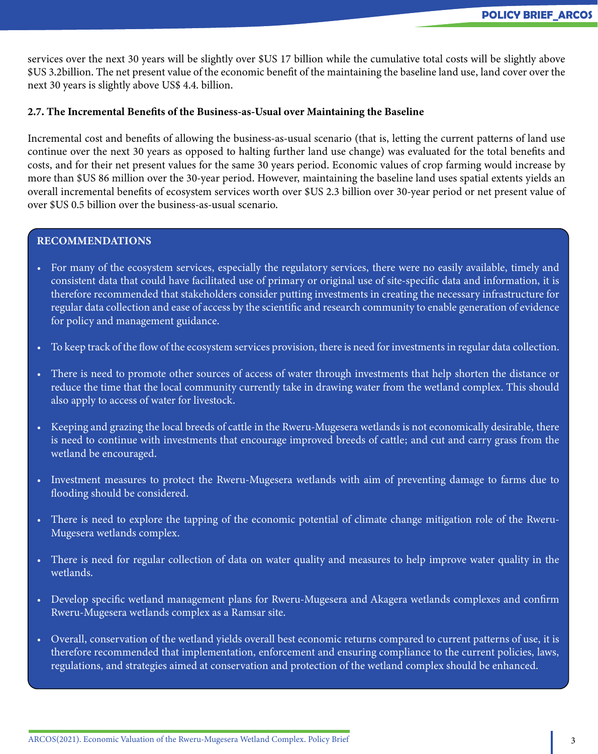services over the next 30 years will be slightly over $US 17 billion while the cumulative total costs will be slightly above $US 3.2billion. The net present value of the economic benefit of the maintaining the baseline land use, land cover over the next 30 years is slightly above US$ 4.4. billion.

**2.7. The Incremental Benefits of the Business-as-Usual over Maintaining the Baseline**

Incremental cost and benefits of allowing the business-as-usual scenario (that is, letting the current patterns of land use continue over the next 30 years as opposed to halting further land use change) was evaluated for the total benefits and costs, and for their net present values for the same 30 years period. Economic values of crop farming would increase by more than $US 86 million over the 30-year period. However, maintaining the baseline land uses spatial extents yields an overall incremental benefits of ecosystem services worth over $US 2.3 billion over 30-year period or net present value of over $US 0.5 billion over the business-as-usual scenario.

**RECOMMENDATIONS**

- For many of the ecosystem services, especially the regulatory services, there were no easily available, timely and consistent data that could have facilitated use of primary or original use of site-specific data and information, it is therefore recommended that stakeholders consider putting investments in creating the necessary infrastructure for regular data collection and ease of access by the scientific and research community to enable generation of evidence for policy and management guidance.
- To keep track of the flow of the ecosystem services provision, there is need for investments in regular data collection.
- There is need to promote other sources of access of water through investments that help shorten the distance or reduce the time that the local community currently take in drawing water from the wetland complex. This should also apply to access of water for livestock.
- Keeping and grazing the local breeds of cattle in the Rweru-Mugesera wetlands is not economically desirable, there is need to continue with investments that encourage improved breeds of cattle; and cut and carry grass from the wetland be encouraged.
- Investment measures to protect the Rweru-Mugesera wetlands with aim of preventing damage to farms due to flooding should be considered.
- There is need to explore the tapping of the economic potential of climate change mitigation role of the Rweru-Mugesera wetlands complex.
- There is need for regular collection of data on water quality and measures to help improve water quality in the wetlands.
- Develop specific wetland management plans for Rweru-Mugesera and Akagera wetlands complexes and confirm Rweru-Mugesera wetlands complex as a Ramsar site.
- Overall, conservation of the wetland yields overall best economic returns compared to current patterns of use, it is therefore recommended that implementation, enforcement and ensuring compliance to the current policies, laws, regulations, and strategies aimed at conservation and protection of the wetland complex should be enhanced.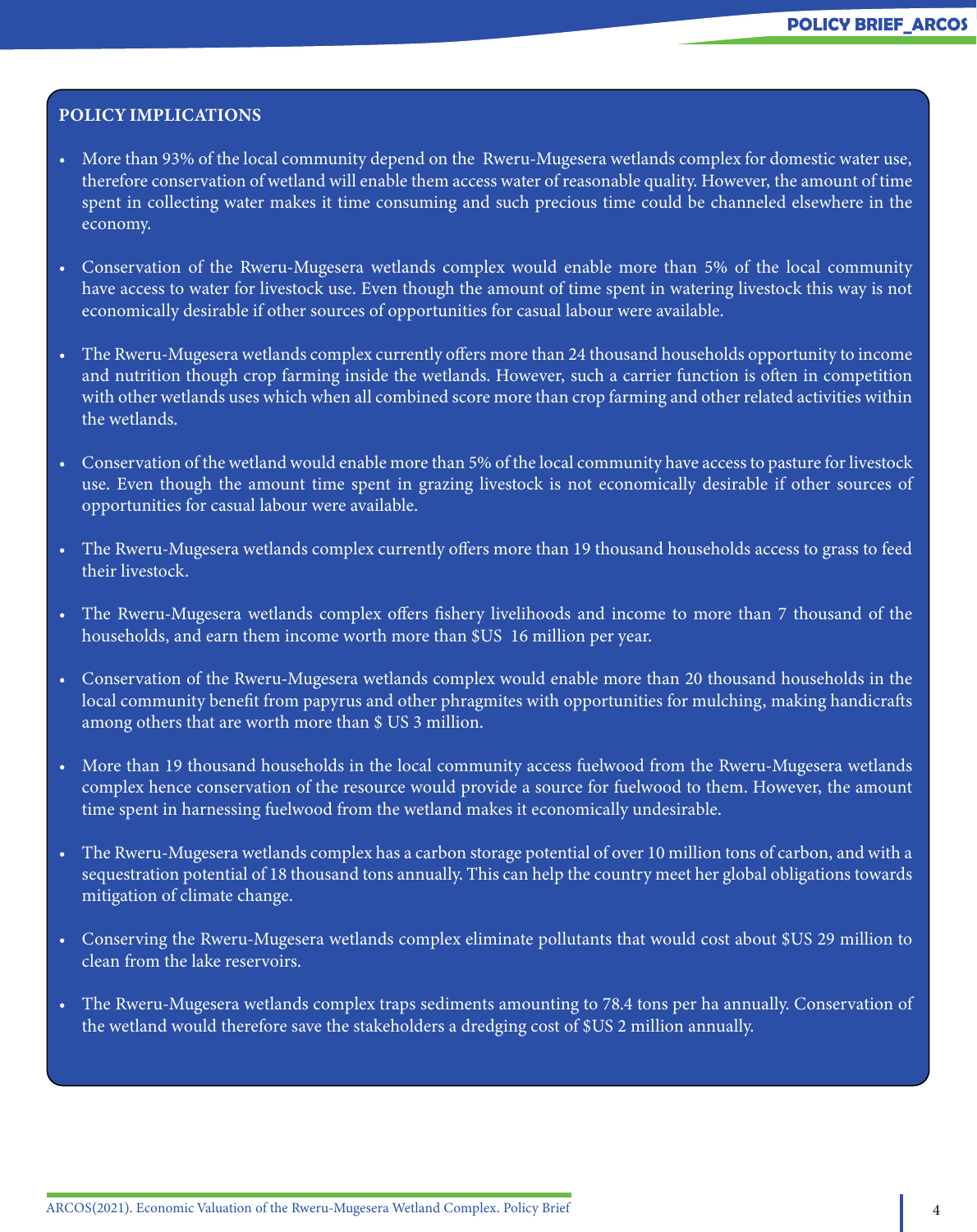**POLICY IMPLICATIONS**

- More than 93% of the local community depend on the Rweru-Mugesera wetlands complex for domestic water use, therefore conservation of wetland will enable them access water of reasonable quality. However, the amount of time spent in collecting water makes it time consuming and such precious time could be channeled elsewhere in the economy.
- Conservation of the Rweru-Mugesera wetlands complex would enable more than 5% of the local community have access to water for livestock use. Even though the amount of time spent in watering livestock this way is not economically desirable if other sources of opportunities for casual labour were available.
- The Rweru-Mugesera wetlands complex currently offers more than 24 thousand households opportunity to income and nutrition though crop farming inside the wetlands. However, such a carrier function is often in competition with other wetlands uses which when all combined score more than crop farming and other related activities within the wetlands.
- Conservation of the wetland would enable more than 5% of the local community have access to pasture for livestock use. Even though the amount time spent in grazing livestock is not economically desirable if other sources of opportunities for casual labour were available.
- The Rweru-Mugesera wetlands complex currently offers more than 19 thousand households access to grass to feed their livestock.
- The Rweru-Mugesera wetlands complex offers fishery livelihoods and income to more than 7 thousand of the households, and earn them income worth more than $US 16 million per year.
- Conservation of the Rweru-Mugesera wetlands complex would enable more than 20 thousand households in the local community benefit from papyrus and other phragmites with opportunities for mulching, making handicrafts among others that are worth more than $ US 3 million.
- More than 19 thousand households in the local community access fuelwood from the Rweru-Mugesera wetlands complex hence conservation of the resource would provide a source for fuelwood to them. However, the amount time spent in harnessing fuelwood from the wetland makes it economically undesirable.
- The Rweru-Mugesera wetlands complex has a carbon storage potential of over 10 million tons of carbon, and with a sequestration potential of 18 thousand tons annually. This can help the country meet her global obligations towards mitigation of climate change.
- Conserving the Rweru-Mugesera wetlands complex eliminate pollutants that would cost about $US 29 million to clean from the lake reservoirs.
- The Rweru-Mugesera wetlands complex traps sediments amounting to 78.4 tons per ha annually. Conservation of the wetland would therefore save the stakeholders a dredging cost of $US 2 million annually.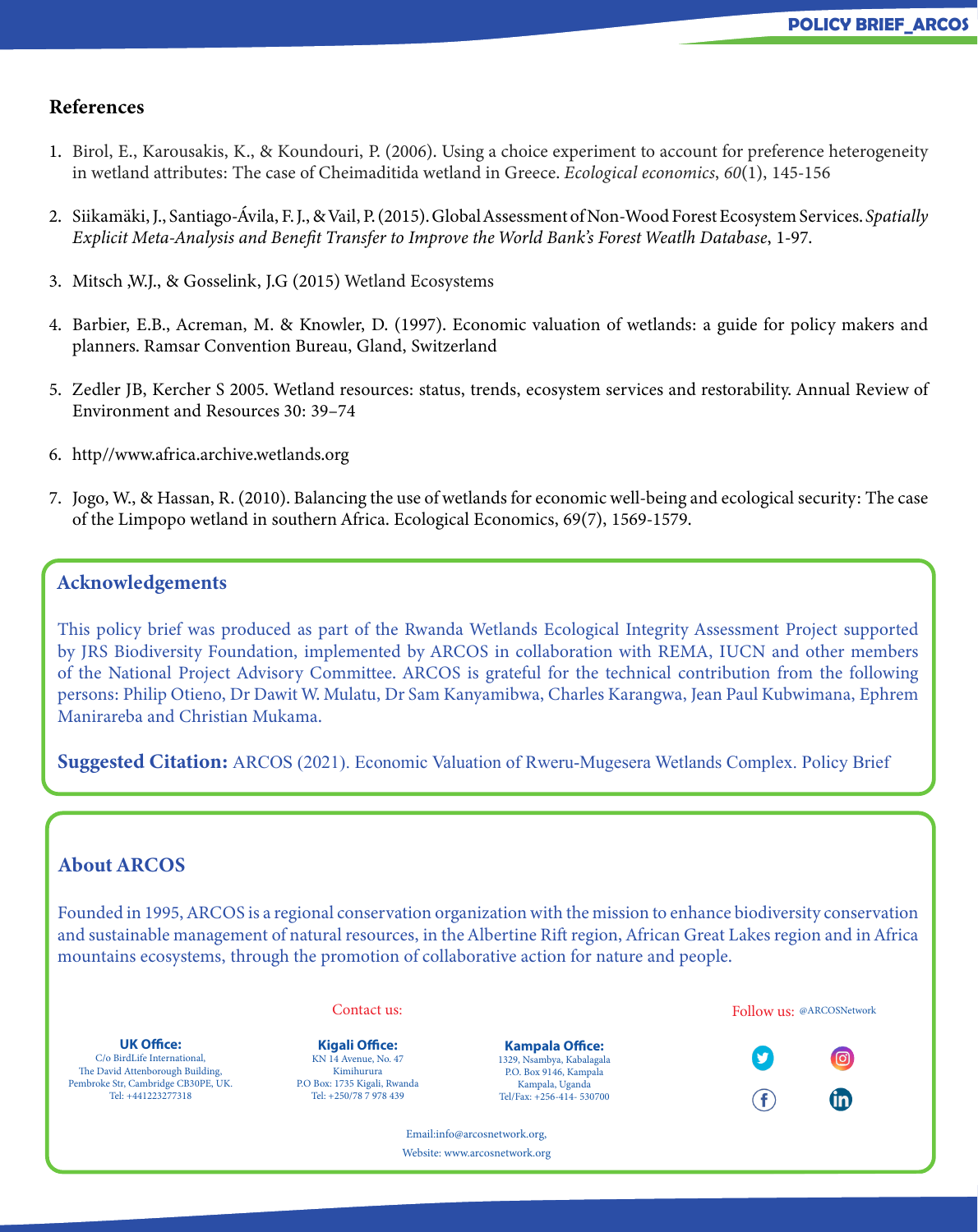## References

1. Birol, E., Karousakis, K., & Koundouri, P. (2006). Using a choice experiment to account for preference heterogeneity in wetland attributes: The case of Cheimaditida wetland in Greece. *Ecological economics*, *60*(1), 145-156

2. Siikamäki, J., Santiago-Ávila, F. J., & Vail, P. (2015). Global Assessment of Non-Wood Forest Ecosystem Services. *Spatially Explicit Meta-Analysis and Benefit Transfer to Improve the World Bank's Forest Weatlh Database*, 1-97.

3. Mitsch ,W.J., & Gosselink, J.G (2015) Wetland Ecosystems

4. Barbier, E.B., Acreman, M. & Knowler, D. (1997). Economic valuation of wetlands: a guide for policy makers and planners. Ramsar Convention Bureau, Gland, Switzerland

5. Zedler JB, Kercher S 2005. Wetland resources: status, trends, ecosystem services and restorability. Annual Review of Environment and Resources 30: 39–74

6. http//www.africa.archive.wetlands.org

7. Jogo, W., & Hassan, R. (2010). Balancing the use of wetlands for economic well-being and ecological security: The case of the Limpopo wetland in southern Africa. Ecological Economics, 69(7), 1569-1579.

### Acknowledgements

This policy brief was produced as part of the Rwanda Wetlands Ecological Integrity Assessment Project supported by JRS Biodiversity Foundation, implemented by ARCOS in collaboration with REMA, IUCN and other members of the National Project Advisory Committee. ARCOS is grateful for the technical contribution from the following persons: Philip Otieno, Dr Dawit W. Mulatu, Dr Sam Kanyamibwa, Charles Karangwa, Jean Paul Kubwimana, Ephrem Manirareba and Christian Mukama.

**Suggested Citation:** ARCOS (2021). Economic Valuation of Rweru-Mugesera Wetlands Complex. Policy Brief

### About ARCOS

Founded in 1995, ARCOS is a regional conservation organization with the mission to enhance biodiversity conservation and sustainable management of natural resources, in the Albertine Rift region, African Great Lakes region and in Africa mountains ecosystems, through the promotion of collaborative action for nature and people.

Contact us:

**UK Office:**
C/o BirdLife International,
The David Attenborough Building,
Pembroke Str, Cambridge CB30PE, UK.
Tel: +441223277318

**Kigali Office:**
KN 14 Avenue, No. 47
Kimihurura
P.O Box: 1735 Kigali, Rwanda
Tel: +250/78 7 978 439

**Kampala Office:**
1329, Nsambya, Kabalagala
P.O. Box 9146, Kampala
Kampala, Uganda
Tel/Fax: +256-414- 530700

Follow us: @ARCOSNetwork

Email:info@arcosnetwork.org,
Website: www.arcosnetwork.org